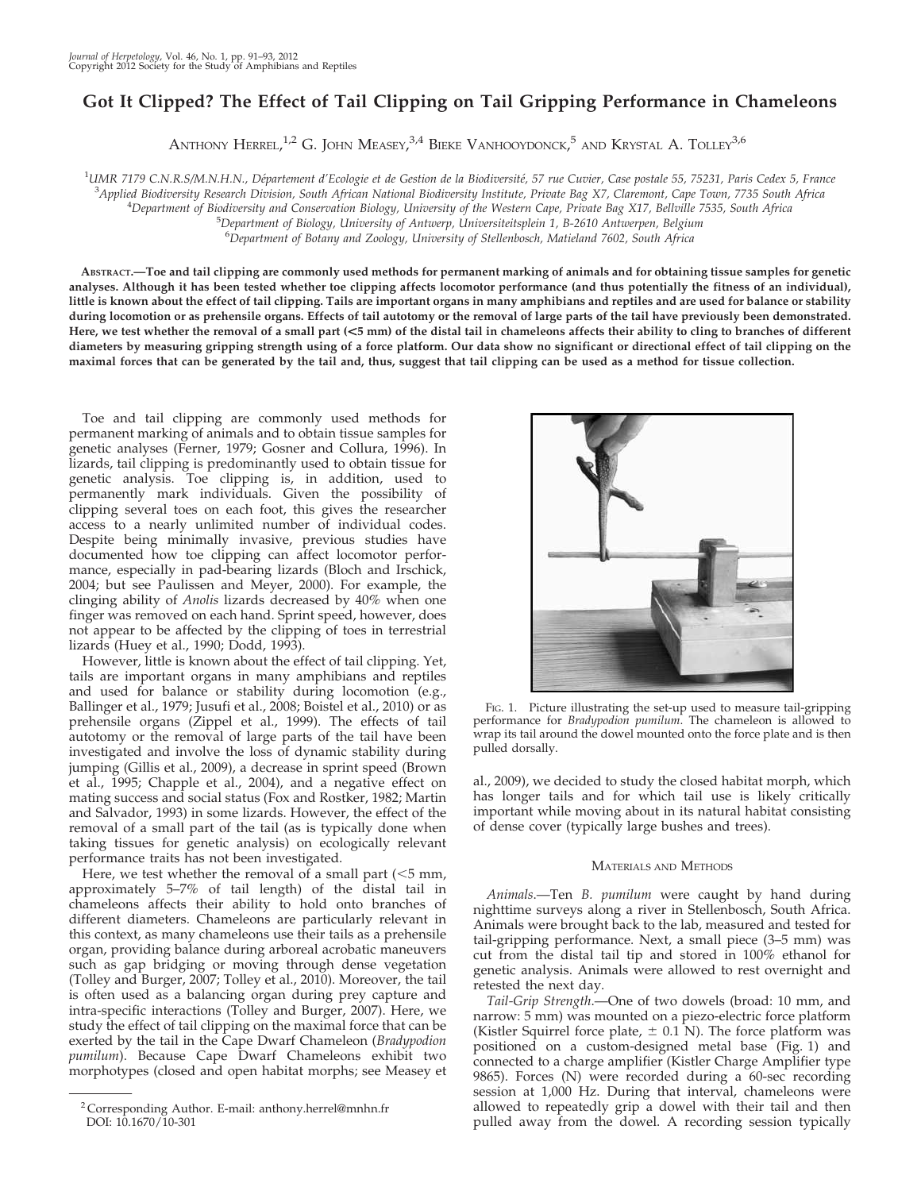# Got It Clipped? The Effect of Tail Clipping on Tail Gripping Performance in Chameleons

Anthony Herrel,[1,2] G. John Measey,[3,4] Bieke Vanhooydonck,[5] and Krystal A. Tolley[3,6]

[1]UMR 7179 C.N.R.S/M.N.H.N., Département d'Ecologie et de Gestion de la Biodiversité, 57 rue Cuvier, Case postale 55, 75231, Paris Cedex 5, France
[3]Applied Biodiversity Research Division, South African National Biodiversity Institute, Private Bag X7, Claremont, Cape Town, 7735 South Africa
[4]Department of Biodiversity and Conservation Biology, University of the Western Cape, Private Bag X17, Bellville 7535, South Africa
[5]Department of Biology, University of Antwerp, Universiteitsplein 1, B-2610 Antwerpen, Belgium
[6]Department of Botany and Zoology, University of Stellenbosch, Matieland 7602, South Africa

**Abstract.—Toe and tail clipping are commonly used methods for permanent marking of animals and for obtaining tissue samples for genetic analyses. Although it has been tested whether toe clipping affects locomotor performance (and thus potentially the fitness of an individual), little is known about the effect of tail clipping. Tails are important organs in many amphibians and reptiles and are used for balance or stability during locomotion or as prehensile organs. Effects of tail autotomy or the removal of large parts of the tail have previously been demonstrated. Here, we test whether the removal of a small part (<5 mm) of the distal tail in chameleons affects their ability to cling to branches of different diameters by measuring gripping strength using of a force platform. Our data show no significant or directional effect of tail clipping on the maximal forces that can be generated by the tail and, thus, suggest that tail clipping can be used as a method for tissue collection.**

Toe and tail clipping are commonly used methods for permanent marking of animals and to obtain tissue samples for genetic analyses (Ferner, 1979; Gosner and Collura, 1996). In lizards, tail clipping is predominantly used to obtain tissue for genetic analysis. Toe clipping is, in addition, used to permanently mark individuals. Given the possibility of clipping several toes on each foot, this gives the researcher access to a nearly unlimited number of individual codes. Despite being minimally invasive, previous studies have documented how toe clipping can affect locomotor performance, especially in pad-bearing lizards (Bloch and Irschick, 2004; but see Paulissen and Meyer, 2000). For example, the clinging ability of *Anolis* lizards decreased by 40% when one finger was removed on each hand. Sprint speed, however, does not appear to be affected by the clipping of toes in terrestrial lizards (Huey et al., 1990; Dodd, 1993).

However, little is known about the effect of tail clipping. Yet, tails are important organs in many amphibians and reptiles and used for balance or stability during locomotion (e.g., Ballinger et al., 1979; Jusufi et al., 2008; Boistel et al., 2010) or as prehensile organs (Zippel et al., 1999). The effects of tail autotomy or the removal of large parts of the tail have been investigated and involve the loss of dynamic stability during jumping (Gillis et al., 2009), a decrease in sprint speed (Brown et al., 1995; Chapple et al., 2004), and a negative effect on mating success and social status (Fox and Rostker, 1982; Martin and Salvador, 1993) in some lizards. However, the effect of the removal of a small part of the tail (as is typically done when taking tissues for genetic analysis) on ecologically relevant performance traits has not been investigated.

Here, we test whether the removal of a small part (<5 mm, approximately 5–7% of tail length) of the distal tail in chameleons affects their ability to hold onto branches of different diameters. Chameleons are particularly relevant in this context, as many chameleons use their tails as a prehensile organ, providing balance during arboreal acrobatic maneuvers such as gap bridging or moving through dense vegetation (Tolley and Burger, 2007; Tolley et al., 2010). Moreover, the tail is often used as a balancing organ during prey capture and intra-specific interactions (Tolley and Burger, 2007). Here, we study the effect of tail clipping on the maximal force that can be exerted by the tail in the Cape Dwarf Chameleon (*Bradypodion pumilum*). Because Cape Dwarf Chameleons exhibit two morphotypes (closed and open habitat morphs; see Measey et al., 2009), we decided to study the closed habitat morph, which has longer tails and for which tail use is likely critically important while moving about in its natural habitat consisting of dense cover (typically large bushes and trees).

Fig. 1. Picture illustrating the set-up used to measure tail-gripping performance for *Bradypodion pumilum*. The chameleon is allowed to wrap its tail around the dowel mounted onto the force plate and is then pulled dorsally.

## Materials and Methods

*Animals.*—Ten *B. pumilum* were caught by hand during nighttime surveys along a river in Stellenbosch, South Africa. Animals were brought back to the lab, measured and tested for tail-gripping performance. Next, a small piece (3–5 mm) was cut from the distal tail tip and stored in 100% ethanol for genetic analysis. Animals were allowed to rest overnight and retested the next day.

*Tail-Grip Strength.*—One of two dowels (broad: 10 mm, and narrow: 5 mm) was mounted on a piezo-electric force platform (Kistler Squirrel force plate, ± 0.1 N). The force platform was positioned on a custom-designed metal base (Fig. 1) and connected to a charge amplifier (Kistler Charge Amplifier type 9865). Forces (N) were recorded during a 60-sec recording session at 1,000 Hz. During that interval, chameleons were allowed to repeatedly grip a dowel with their tail and then pulled away from the dowel. A recording session typically

[2]Corresponding Author. E-mail: anthony.herrel@mnhn.fr
DOI: 10.1670/10-301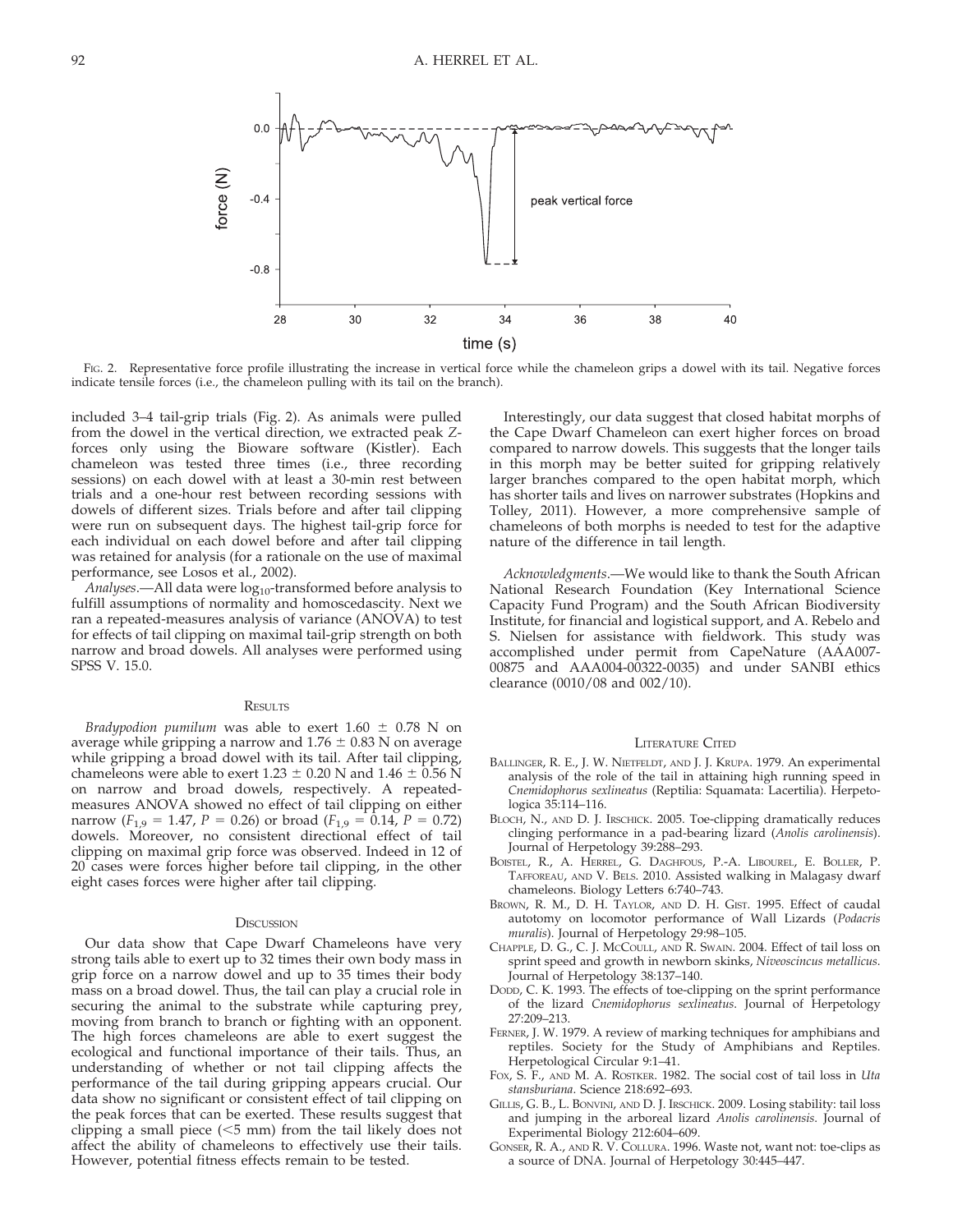FIG. 2. Representative force profile illustrating the increase in vertical force while the chameleon grips a dowel with its tail. Negative forces indicate tensile forces (i.e., the chameleon pulling with its tail on the branch).

included 3–4 tail-grip trials (Fig. 2). As animals were pulled from the dowel in the vertical direction, we extracted peak Z-forces only using the Bioware software (Kistler). Each chameleon was tested three times (i.e., three recording sessions) on each dowel with at least a 30-min rest between trials and a one-hour rest between recording sessions with dowels of different sizes. Trials before and after tail clipping were run on subsequent days. The highest tail-grip force for each individual on each dowel before and after tail clipping was retained for analysis (for a rationale on the use of maximal performance, see Losos et al., 2002).

*Analyses*.—All data were $\log_{10}$-transformed before analysis to fulfill assumptions of normality and homoscedascity. Next we ran a repeated-measures analysis of variance (ANOVA) to test for effects of tail clipping on maximal tail-grip strength on both narrow and broad dowels. All analyses were performed using SPSS V. 15.0.

## RESULTS

*Bradypodion pumilum* was able to exert $1.60 \pm 0.78$ N on average while gripping a narrow and $1.76 \pm 0.83$ N on average while gripping a broad dowel with its tail. After tail clipping, chameleons were able to exert $1.23 \pm 0.20$ N and $1.46 \pm 0.56$ N on narrow and broad dowels, respectively. A repeated-measures ANOVA showed no effect of tail clipping on either narrow ($F_{1,9} = 1.47$, $P = 0.26$) or broad ($F_{1,9} = 0.14$, $P = 0.72$) dowels. Moreover, no consistent directional effect of tail clipping on maximal grip force was observed. Indeed in 12 of 20 cases were forces higher before tail clipping, in the other eight cases forces were higher after tail clipping.

## DISCUSSION

Our data show that Cape Dwarf Chameleons have very strong tails able to exert up to 32 times their own body mass in grip force on a narrow dowel and up to 35 times their body mass on a broad dowel. Thus, the tail can play a crucial role in securing the animal to the substrate while capturing prey, moving from branch to branch or fighting with an opponent. The high forces chameleons are able to exert suggest the ecological and functional importance of their tails. Thus, an understanding of whether or not tail clipping affects the performance of the tail during gripping appears crucial. Our data show no significant or consistent effect of tail clipping on the peak forces that can be exerted. These results suggest that clipping a small piece ($<5$ mm) from the tail likely does not affect the ability of chameleons to effectively use their tails. However, potential fitness effects remain to be tested.

Interestingly, our data suggest that closed habitat morphs of the Cape Dwarf Chameleon can exert higher forces on broad compared to narrow dowels. This suggests that the longer tails in this morph may be better suited for gripping relatively larger branches compared to the open habitat morph, which has shorter tails and lives on narrower substrates (Hopkins and Tolley, 2011). However, a more comprehensive sample of chameleons of both morphs is needed to test for the adaptive nature of the difference in tail length.

*Acknowledgments*.—We would like to thank the South African National Research Foundation (Key International Science Capacity Fund Program) and the South African Biodiversity Institute, for financial and logistical support, and A. Rebelo and S. Nielsen for assistance with fieldwork. This study was accomplished under permit from CapeNature (AAA007-00875 and AAA004-00322-0035) and under SANBI ethics clearance (0010/08 and 002/10).

## LITERATURE CITED

BALLINGER, R. E., J. W. NIETFELDT, AND J. J. KRUPA. 1979. An experimental analysis of the role of the tail in attaining high running speed in *Cnemidophorus sexlineatus* (Reptilia: Squamata: Lacertilia). Herpetologica 35:114–116.

BLOCH, N., AND D. J. IRSCHICK. 2005. Toe-clipping dramatically reduces clinging performance in a pad-bearing lizard (*Anolis carolinensis*). Journal of Herpetology 39:288–293.

BOISTEL, R., A. HERREL, G. DAGHFOUS, P.-A. LIBOUREL, E. BOLLER, P. TAFFOREAU, AND V. BELS. 2010. Assisted walking in Malagasy dwarf chameleons. Biology Letters 6:740–743.

BROWN, R. M., D. H. TAYLOR, AND D. H. GIST. 1995. Effect of caudal autotomy on locomotor performance of Wall Lizards (*Podacris muralis*). Journal of Herpetology 29:98–105.

CHAPPLE, D. G., C. J. MCCOULL, AND R. SWAIN. 2004. Effect of tail loss on sprint speed and growth in newborn skinks, *Niveoscincus metallicus*. Journal of Herpetology 38:137–140.

DODD, C. K. 1993. The effects of toe-clipping on the sprint performance of the lizard *Cnemidophorus sexlineatus*. Journal of Herpetology 27:209–213.

FERNER, J. W. 1979. A review of marking techniques for amphibians and reptiles. Society for the Study of Amphibians and Reptiles. Herpetological Circular 9:1–41.

FOX, S. F., AND M. A. ROSTKER. 1982. The social cost of tail loss in *Uta stansburiana*. Science 218:692–693.

GILLIS, G. B., L. BONVINI, AND D. J. IRSCHICK. 2009. Losing stability: tail loss and jumping in the arboreal lizard *Anolis carolinensis*. Journal of Experimental Biology 212:604–609.

GONSER, R. A., AND R. V. COLLURA. 1996. Waste not, want not: toe-clips as a source of DNA. Journal of Herpetology 30:445–447.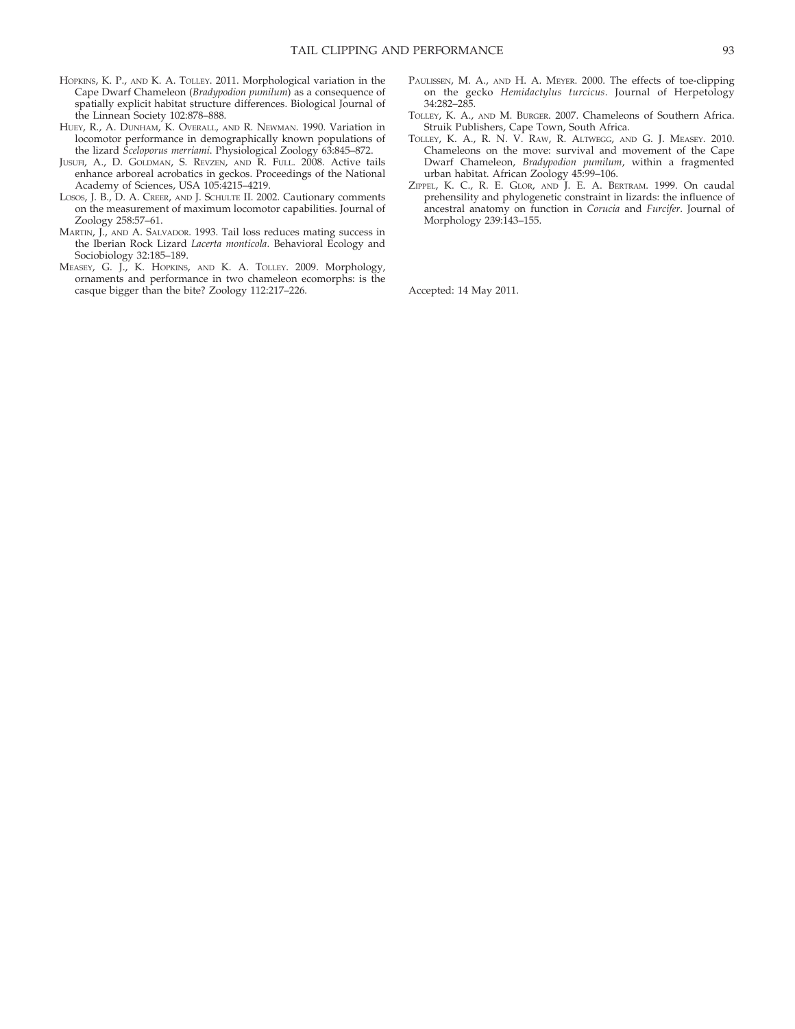Hopkins, K. P., and K. A. Tolley. 2011. Morphological variation in the Cape Dwarf Chameleon (*Bradypodion pumilum*) as a consequence of spatially explicit habitat structure differences. Biological Journal of the Linnean Society 102:878–888.

Huey, R., A. Dunham, K. Overall, and R. Newman. 1990. Variation in locomotor performance in demographically known populations of the lizard *Sceloporus merriami*. Physiological Zoology 63:845–872.

Jusufi, A., D. Goldman, S. Revzen, and R. Full. 2008. Active tails enhance arboreal acrobatics in geckos. Proceedings of the National Academy of Sciences, USA 105:4215–4219.

Losos, J. B., D. A. Creer, and J. Schulte II. 2002. Cautionary comments on the measurement of maximum locomotor capabilities. Journal of Zoology 258:57–61.

Martin, J., and A. Salvador. 1993. Tail loss reduces mating success in the Iberian Rock Lizard *Lacerta monticola*. Behavioral Ecology and Sociobiology 32:185–189.

Measey, G. J., K. Hopkins, and K. A. Tolley. 2009. Morphology, ornaments and performance in two chameleon ecomorphs: is the casque bigger than the bite? Zoology 112:217–226.

Paulissen, M. A., and H. A. Meyer. 2000. The effects of toe-clipping on the gecko *Hemidactylus turcicus*. Journal of Herpetology 34:282–285.

Tolley, K. A., and M. Burger. 2007. Chameleons of Southern Africa. Struik Publishers, Cape Town, South Africa.

Tolley, K. A., R. N. V. Raw, R. Altwegg, and G. J. Measey. 2010. Chameleons on the move: survival and movement of the Cape Dwarf Chameleon, *Bradypodion pumilum*, within a fragmented urban habitat. African Zoology 45:99–106.

Zippel, K. C., R. E. Glor, and J. E. A. Bertram. 1999. On caudal prehensility and phylogenetic constraint in lizards: the influence of ancestral anatomy on function in *Corucia* and *Furcifer*. Journal of Morphology 239:143–155.

Accepted: 14 May 2011.